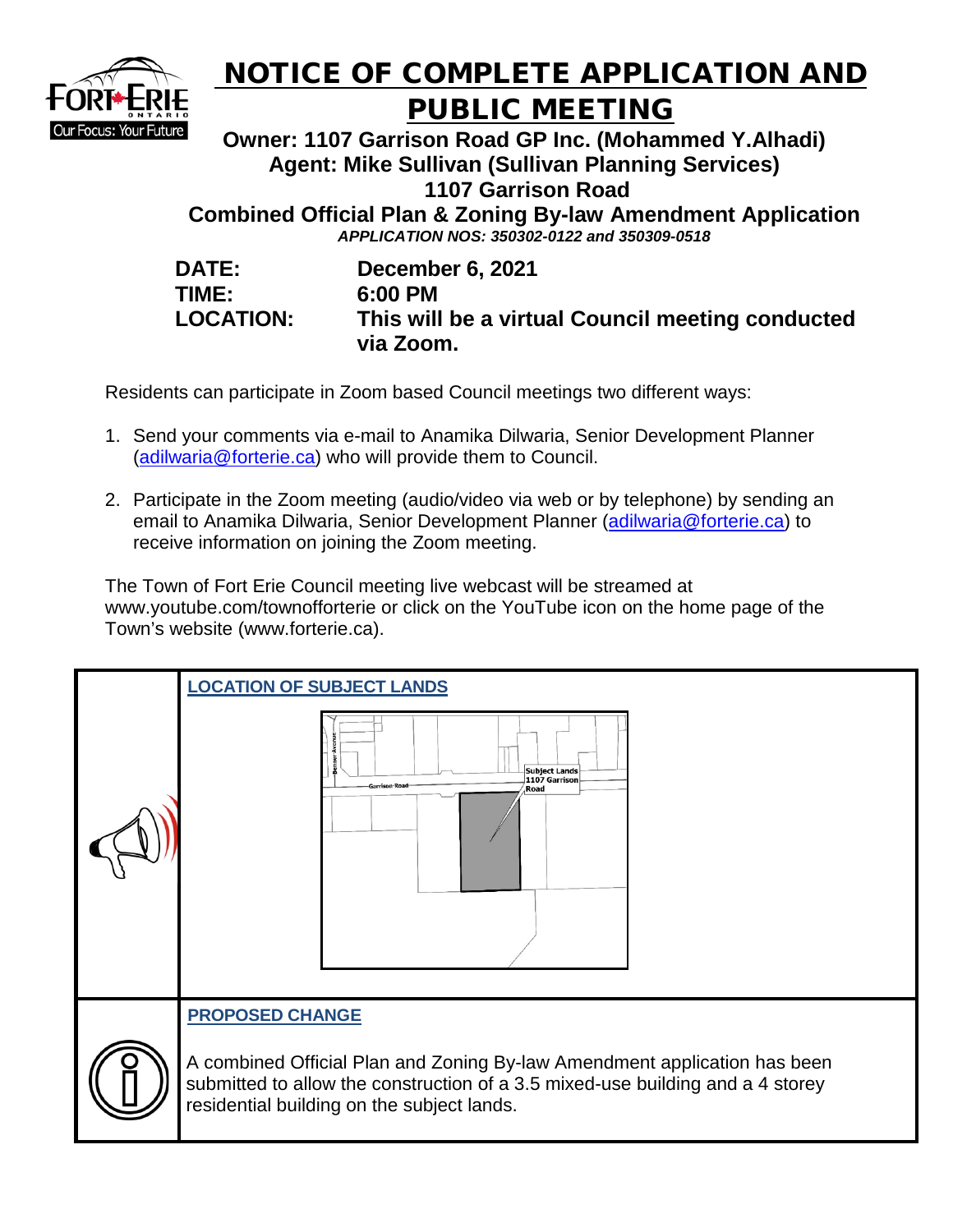# NOTICE OF COMPLETE APPLICATION AND PUBLIC MEETING

**Owner: 1107 Garrison Road GP Inc. (Mohammed Y.Alhadi)**
**Agent: Mike Sullivan (Sullivan Planning Services)**
**1107 Garrison Road**
**Combined Official Plan & Zoning By-law Amendment Application**
***APPLICATION NOS: 350302-0122 and 350309-0518***

**DATE:** **December 6, 2021**
**TIME:** **6:00 PM**
**LOCATION:** **This will be a virtual Council meeting conducted via Zoom.**

Residents can participate in Zoom based Council meetings two different ways:

1. Send your comments via e-mail to Anamika Dilwaria, Senior Development Planner (adilwaria@forterie.ca) who will provide them to Council.

2. Participate in the Zoom meeting (audio/video via web or by telephone) by sending an email to Anamika Dilwaria, Senior Development Planner (adilwaria@forterie.ca) to receive information on joining the Zoom meeting.

The Town of Fort Erie Council meeting live webcast will be streamed at www.youtube.com/townofforterie or click on the YouTube icon on the home page of the Town's website (www.forterie.ca).

## LOCATION OF SUBJECT LANDS

Bertie Avenue
Garrison Road
Subject Lands 1107 Garrison Road

## PROPOSED CHANGE

A combined Official Plan and Zoning By-law Amendment application has been submitted to allow the construction of a 3.5 mixed-use building and a 4 storey residential building on the subject lands.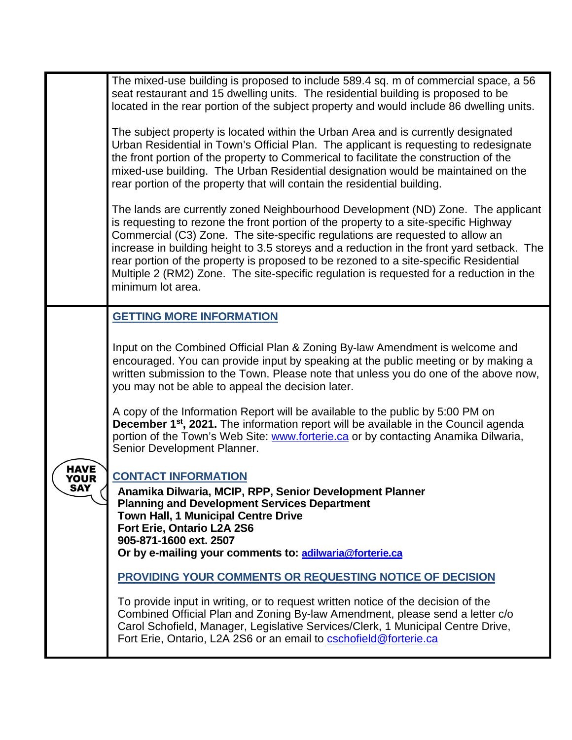The mixed-use building is proposed to include 589.4 sq. m of commercial space, a 56 seat restaurant and 15 dwelling units. The residential building is proposed to be located in the rear portion of the subject property and would include 86 dwelling units.

The subject property is located within the Urban Area and is currently designated Urban Residential in Town's Official Plan. The applicant is requesting to redesignate the front portion of the property to Commerical to facilitate the construction of the mixed-use building. The Urban Residential designation would be maintained on the rear portion of the property that will contain the residential building.

The lands are currently zoned Neighbourhood Development (ND) Zone. The applicant is requesting to rezone the front portion of the property to a site-specific Highway Commercial (C3) Zone. The site-specific regulations are requested to allow an increase in building height to 3.5 storeys and a reduction in the front yard setback. The rear portion of the property is proposed to be rezoned to a site-specific Residential Multiple 2 (RM2) Zone. The site-specific regulation is requested for a reduction in the minimum lot area.

**HAVE YOUR SAY**

## GETTING MORE INFORMATION

Input on the Combined Official Plan & Zoning By-law Amendment is welcome and encouraged. You can provide input by speaking at the public meeting or by making a written submission to the Town. Please note that unless you do one of the above now, you may not be able to appeal the decision later.

A copy of the Information Report will be available to the public by 5:00 PM on **December 1st, 2021.** The information report will be available in the Council agenda portion of the Town's Web Site: www.forterie.ca or by contacting Anamika Dilwaria, Senior Development Planner.

## CONTACT INFORMATION

**Anamika Dilwaria, MCIP, RPP, Senior Development Planner**
**Planning and Development Services Department**
**Town Hall, 1 Municipal Centre Drive**
**Fort Erie, Ontario L2A 2S6**
**905-871-1600 ext. 2507**
**Or by e-mailing your comments to: adilwaria@forterie.ca**

## PROVIDING YOUR COMMENTS OR REQUESTING NOTICE OF DECISION

To provide input in writing, or to request written notice of the decision of the Combined Official Plan and Zoning By-law Amendment, please send a letter c/o Carol Schofield, Manager, Legislative Services/Clerk, 1 Municipal Centre Drive, Fort Erie, Ontario, L2A 2S6 or an email to cschofield@forterie.ca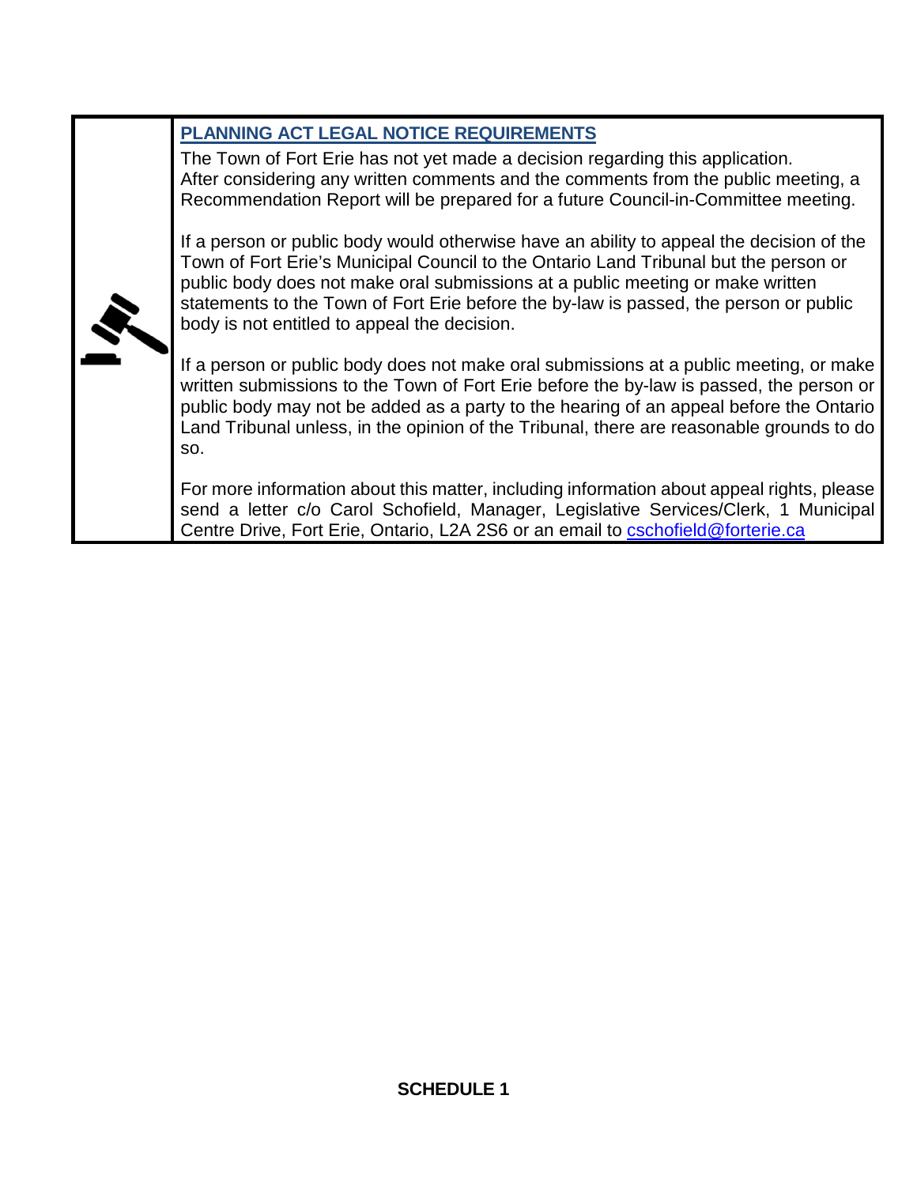## PLANNING ACT LEGAL NOTICE REQUIREMENTS

The Town of Fort Erie has not yet made a decision regarding this application. After considering any written comments and the comments from the public meeting, a Recommendation Report will be prepared for a future Council-in-Committee meeting.

If a person or public body would otherwise have an ability to appeal the decision of the Town of Fort Erie's Municipal Council to the Ontario Land Tribunal but the person or public body does not make oral submissions at a public meeting or make written statements to the Town of Fort Erie before the by-law is passed, the person or public body is not entitled to appeal the decision.

If a person or public body does not make oral submissions at a public meeting, or make written submissions to the Town of Fort Erie before the by-law is passed, the person or public body may not be added as a party to the hearing of an appeal before the Ontario Land Tribunal unless, in the opinion of the Tribunal, there are reasonable grounds to do so.

For more information about this matter, including information about appeal rights, please send a letter c/o Carol Schofield, Manager, Legislative Services/Clerk, 1 Municipal Centre Drive, Fort Erie, Ontario, L2A 2S6 or an email to cschofield@forterie.ca

**SCHEDULE 1**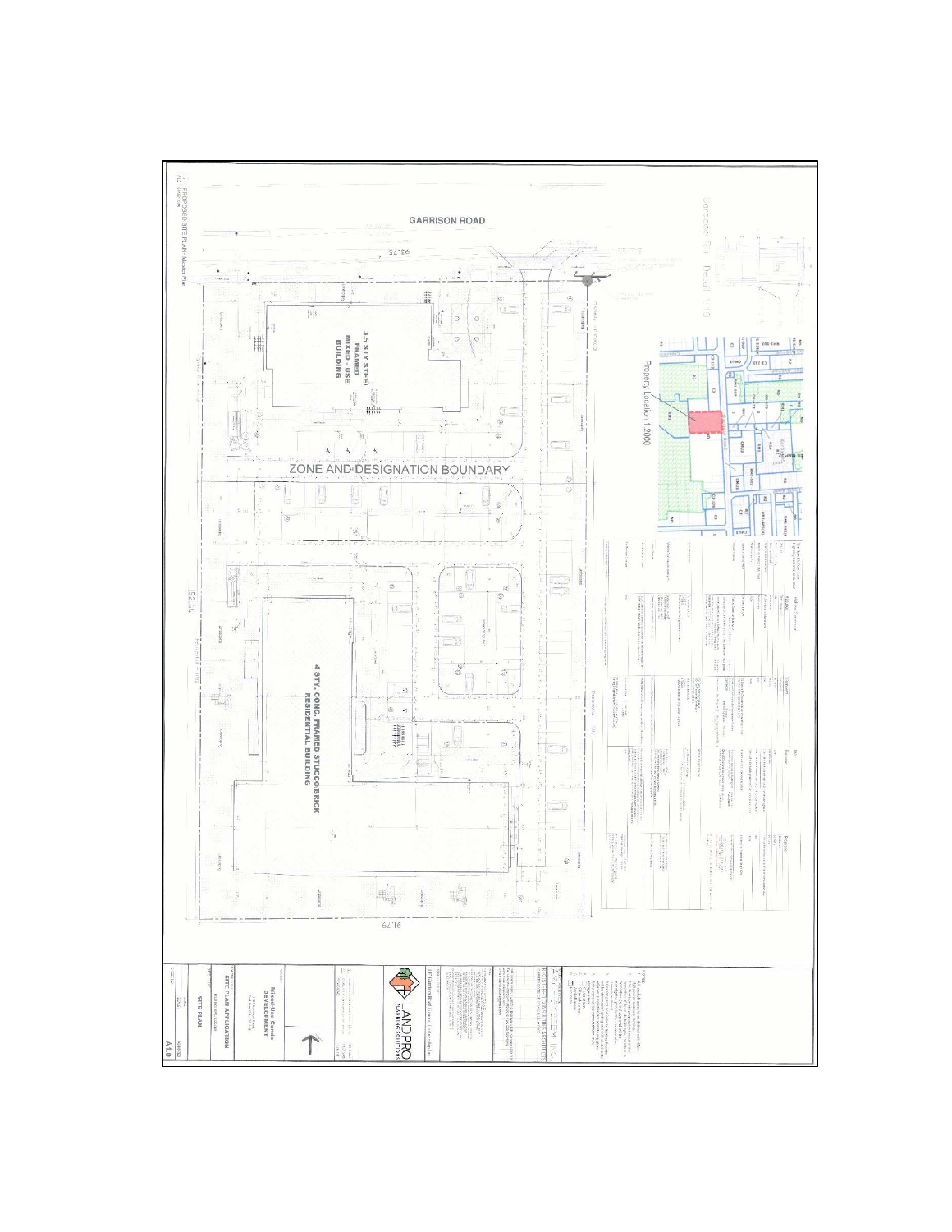GARRISON ROAD

3.5 STY. STEEL FRAMED MIXED-USE BUILDING

ZONE AND DESIGNATION BOUNDARY

4 STY. CONC. FRAMED STUCCO/BRICK RESIDENTIAL BUILDING

Property Location 1:2000

1 PROPOSED SITE PLAN - Master Plan

92.75

152.44

91.79

LANDPRO PLANNING SOLUTIONS

SITE PLAN APPLICATION

SITE PLAN

A1.0